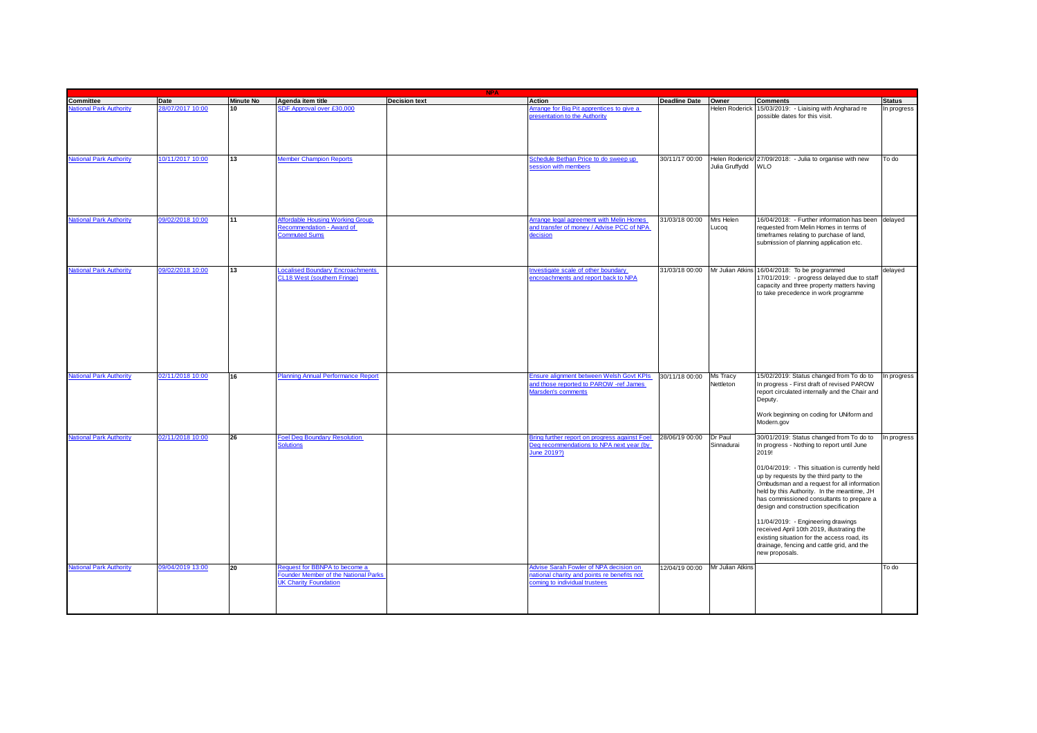| NPA | | | | | | | | | |
|---|---|---|---|---|---|---|---|---|---|
| **Committee** | **Date** | **Minute No** | **Agenda item title** | **Decision text** | **Action** | **Deadline Date** | **Owner** | **Comments** | **Status** |
| National Park Authority | 28/07/2017 10:00 | 10 | SDF Approval over £30,000 | | Arrange for Big Pit apprentices to give a presentation to the Authority | | Helen Roderick | 15/03/2019: - Liaising with Angharad re possible dates for this visit. | In progress |
| National Park Authority | 10/11/2017 10:00 | 13 | Member Champion Reports | | Schedule Bethan Price to do sweep up session with members | 30/11/17 00:00 | Helen Roderick/ Julia Gruffydd | 27/09/2018: - Julia to organise with new WLO | To do |
| National Park Authority | 09/02/2018 10:00 | 11 | Affordable Housing Working Group Recommendation - Award of Commuted Sums | | Arrange legal agreement with Melin Homes and transfer of money / Advise PCC of NPA decision | 31/03/18 00:00 | Mrs Helen Lucoq | 16/04/2018: - Further information has been requested from Melin Homes in terms of timeframes relating to purchase of land, submission of planning application etc. | delayed |
| National Park Authority | 09/02/2018 10:00 | 13 | Localised Boundary Encroachments CL18 West (southern Fringe) | | Investigate scale of other boundary encroachments and report back to NPA | 31/03/18 00:00 | Mr Julian Atkins | 16/04/2018: To be programmed<br>17/01/2019: - progress delayed due to staff capacity and three property matters having to take precedence in work programme | delayed |
| National Park Authority | 02/11/2018 10:00 | 16 | Planning Annual Performance Report | | Ensure alignment between Welsh Govt KPIs and those reported to PAROW -ref James Marsden's comments | 30/11/18 00:00 | Ms Tracy Nettleton | 15/02/2019: Status changed from To do to In progress - First draft of revised PAROW report circulated internally and the Chair and Deputy.<br><br>Work beginning on coding for UNiform and Modern.gov | In progress |
| National Park Authority | 02/11/2018 10:00 | 26 | Foel Deg Boundary Resolution Solutions | | Bring further report on progress against Foel Deg recommendations to NPA next year (by June 2019?) | 28/06/19 00:00 | Dr Paul Sinnadurai | 30/01/2019: Status changed from To do to In progress - Nothing to report until June 2019!<br><br>01/04/2019: - This situation is currently held up by requests by the third party to the Ombudsman and a request for all information held by this Authority. In the meantime, JH has commissioned consultants to prepare a design and construction specification<br><br>11/04/2019: - Engineering drawings received April 10th 2019, illustrating the existing situation for the access road, its drainage, fencing and cattle grid, and the new proposals. | In progress |
| National Park Authority | 09/04/2019 13:00 | 20 | Request for BBNPA to become a Founder Member of the National Parks UK Charity Foundation | | Advise Sarah Fowler of NPA decision on national charity and points re benefits not coming to individual trustees | 12/04/19 00:00 | Mr Julian Atkins | | To do |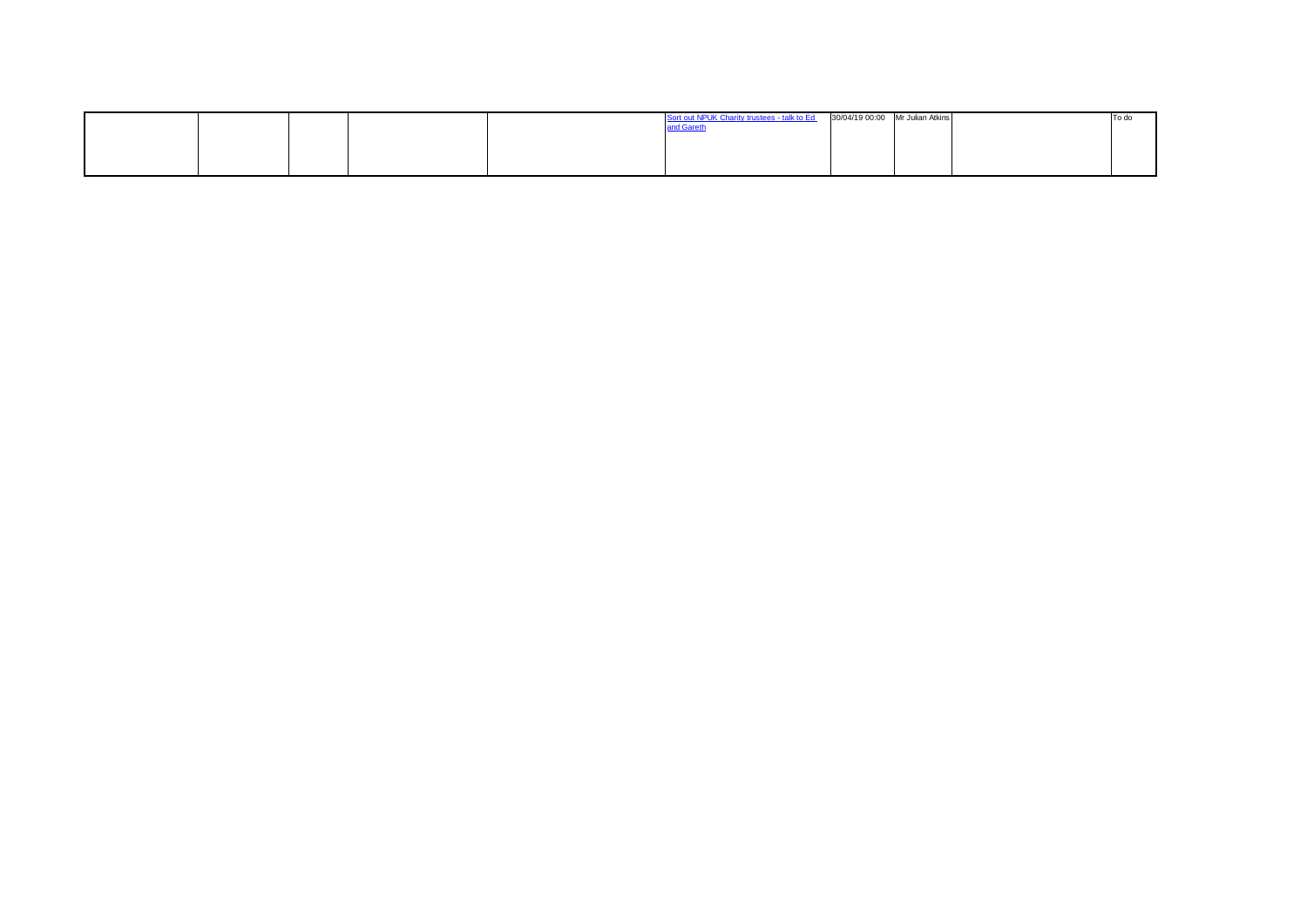| | | | | | | | | | |
|---|---|---|---|---|---|---|---|---|---|
| | | | | | Sort out NPUK Charity trustees - talk to Ed and Gareth | 30/04/19 00:00 | Mr Julian Atkins | | To do |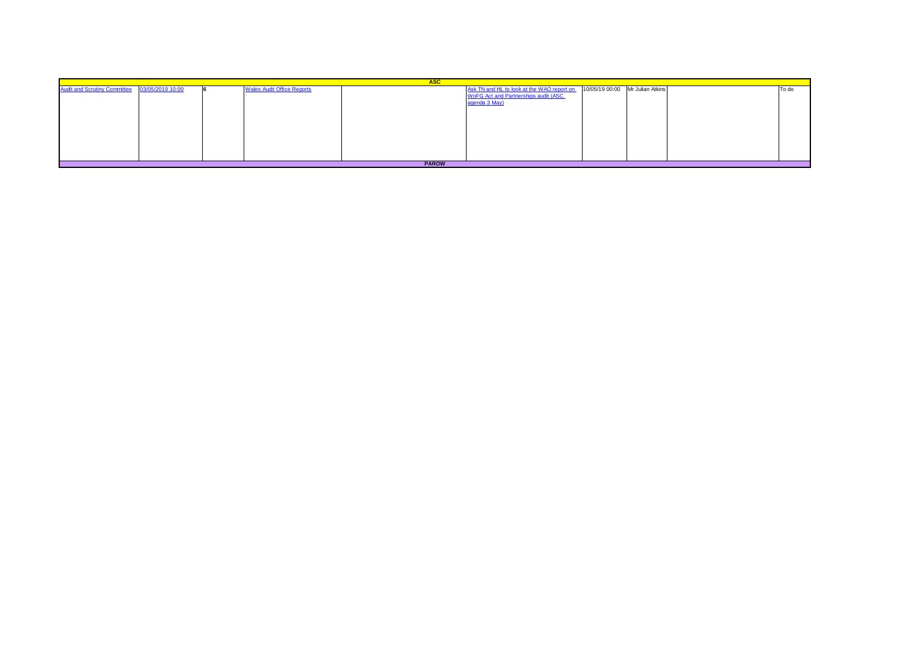| | | | | | | | | | |
|---|---|---|---|---|---|---|---|---|---|
| **ASC** | | | | | | | | | |
| Audit and Scrutiny Committee | 03/05/2019 10:00 | 6 | Wales Audit Office Reports | | Ask TN and HL to look at the WAO report on WoFG Act and Partnerships audit (ASC agenda 3 May) | 10/05/19 00:00 | Mr Julian Atkins | | To do |
| **PAROW** | | | | | | | | | |